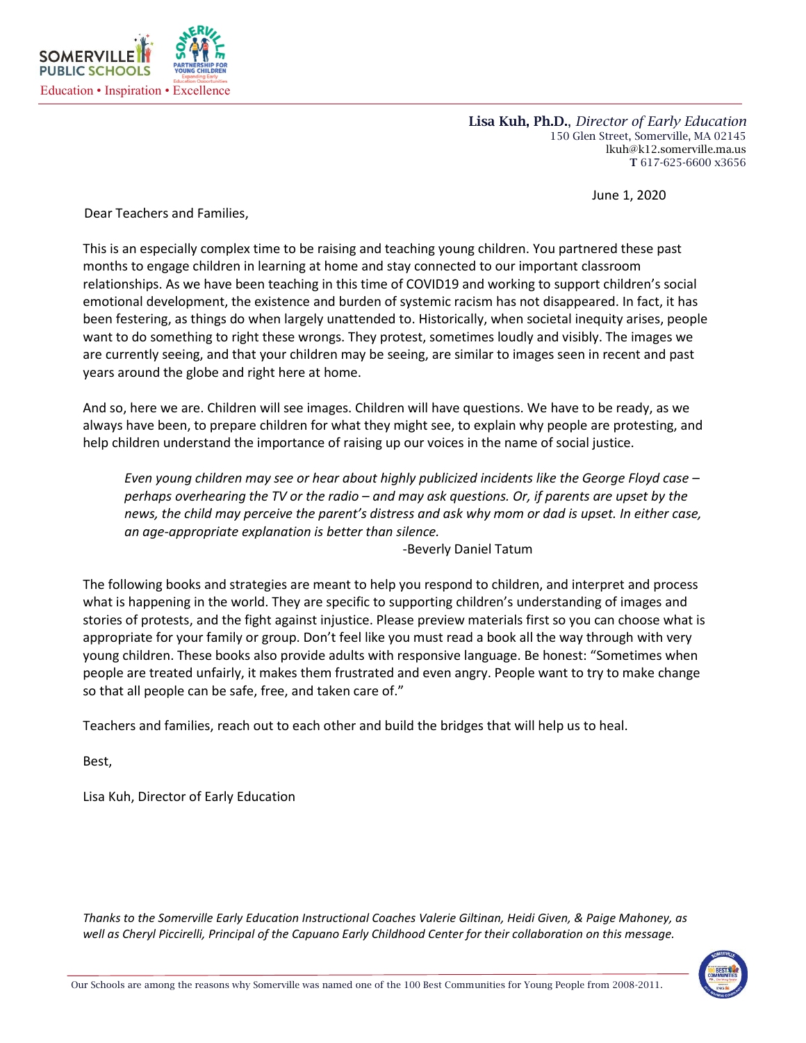SOMERVILLE PUBLIC SCHOOLS

SOMERVILLE PARTNERSHIP FOR YOUNG CHILDREN

Education • Inspiration • Excellence

**Lisa Kuh, Ph.D.**, *Director of Early Education*
150 Glen Street, Somerville, MA 02145
lkuh@k12.somerville.ma.us
**T** 617-625-6600 x3656

June 1, 2020

Dear Teachers and Families,

This is an especially complex time to be raising and teaching young children. You partnered these past months to engage children in learning at home and stay connected to our important classroom relationships. As we have been teaching in this time of COVID19 and working to support children's social emotional development, the existence and burden of systemic racism has not disappeared. In fact, it has been festering, as things do when largely unattended to. Historically, when societal inequity arises, people want to do something to right these wrongs. They protest, sometimes loudly and visibly. The images we are currently seeing, and that your children may be seeing, are similar to images seen in recent and past years around the globe and right here at home.

And so, here we are. Children will see images. Children will have questions. We have to be ready, as we always have been, to prepare children for what they might see, to explain why people are protesting, and help children understand the importance of raising up our voices in the name of social justice.

> *Even young children may see or hear about highly publicized incidents like the George Floyd case – perhaps overhearing the TV or the radio – and may ask questions. Or, if parents are upset by the news, the child may perceive the parent's distress and ask why mom or dad is upset. In either case, an age-appropriate explanation is better than silence.*
>
> -Beverly Daniel Tatum

The following books and strategies are meant to help you respond to children, and interpret and process what is happening in the world. They are specific to supporting children's understanding of images and stories of protests, and the fight against injustice. Please preview materials first so you can choose what is appropriate for your family or group. Don't feel like you must read a book all the way through with very young children. These books also provide adults with responsive language. Be honest: "Sometimes when people are treated unfairly, it makes them frustrated and even angry. People want to try to make change so that all people can be safe, free, and taken care of."

Teachers and families, reach out to each other and build the bridges that will help us to heal.

Best,

Lisa Kuh, Director of Early Education

*Thanks to the Somerville Early Education Instructional Coaches Valerie Giltinan, Heidi Given, & Paige Mahoney, as well as Cheryl Piccirelli, Principal of the Capuano Early Childhood Center for their collaboration on this message.*

Our Schools are among the reasons why Somerville was named one of the 100 Best Communities for Young People from 2008-2011.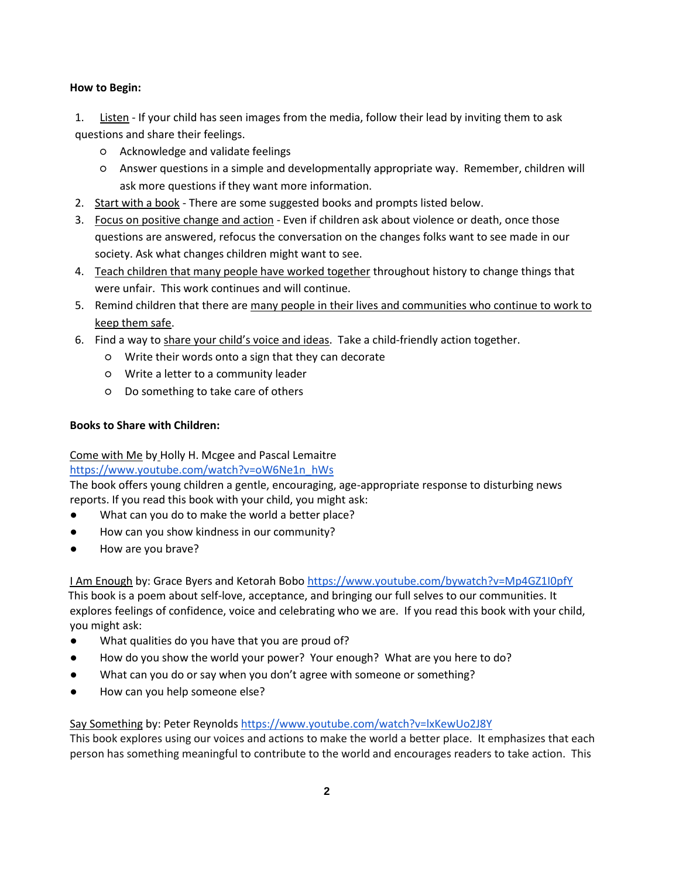**How to Begin:**

1. Listen - If your child has seen images from the media, follow their lead by inviting them to ask questions and share their feelings.
    - Acknowledge and validate feelings
    - Answer questions in a simple and developmentally appropriate way. Remember, children will ask more questions if they want more information.
2. Start with a book - There are some suggested books and prompts listed below.
3. Focus on positive change and action - Even if children ask about violence or death, once those questions are answered, refocus the conversation on the changes folks want to see made in our society. Ask what changes children might want to see.
4. Teach children that many people have worked together throughout history to change things that were unfair. This work continues and will continue.
5. Remind children that there are many people in their lives and communities who continue to work to keep them safe.
6. Find a way to share your child's voice and ideas. Take a child-friendly action together.
    - Write their words onto a sign that they can decorate
    - Write a letter to a community leader
    - Do something to take care of others

**Books to Share with Children:**

Come with Me by Holly H. Mcgee and Pascal Lemaitre
https://www.youtube.com/watch?v=oW6Ne1n_hWs
The book offers young children a gentle, encouraging, age-appropriate response to disturbing news reports. If you read this book with your child, you might ask:

- What can you do to make the world a better place?
- How can you show kindness in our community?
- How are you brave?

I Am Enough by: Grace Byers and Ketorah Bobo https://www.youtube.com/bywatch?v=Mp4GZ1I0pfY
This book is a poem about self-love, acceptance, and bringing our full selves to our communities. It explores feelings of confidence, voice and celebrating who we are. If you read this book with your child, you might ask:

- What qualities do you have that you are proud of?
- How do you show the world your power? Your enough? What are you here to do?
- What can you do or say when you don't agree with someone or something?
- How can you help someone else?

Say Something by: Peter Reynolds https://www.youtube.com/watch?v=lxKewUo2J8Y
This book explores using our voices and actions to make the world a better place. It emphasizes that each person has something meaningful to contribute to the world and encourages readers to take action. This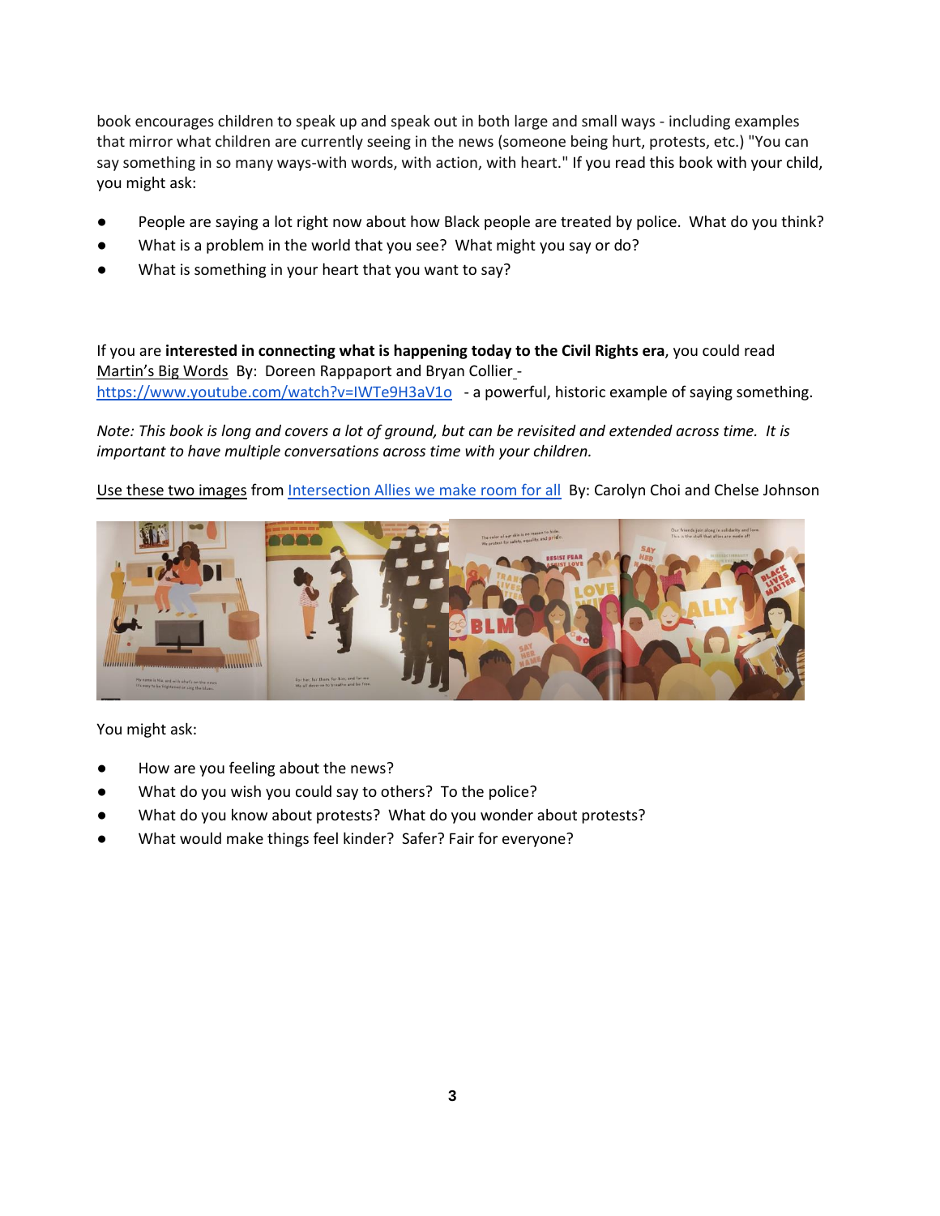book encourages children to speak up and speak out in both large and small ways - including examples that mirror what children are currently seeing in the news (someone being hurt, protests, etc.) "You can say something in so many ways-with words, with action, with heart." If you read this book with your child, you might ask:

- People are saying a lot right now about how Black people are treated by police. What do you think?
- What is a problem in the world that you see? What might you say or do?
- What is something in your heart that you want to say?

If you are **interested in connecting what is happening today to the Civil Rights era**, you could read Martin's Big Words By: Doreen Rappaport and Bryan Collier - https://www.youtube.com/watch?v=IWTe9H3aV1o - a powerful, historic example of saying something.

*Note: This book is long and covers a lot of ground, but can be revisited and extended across time. It is important to have multiple conversations across time with your children.*

Use these two images from Intersection Allies we make room for all By: Carolyn Choi and Chelse Johnson

You might ask:

- How are you feeling about the news?
- What do you wish you could say to others? To the police?
- What do you know about protests? What do you wonder about protests?
- What would make things feel kinder? Safer? Fair for everyone?